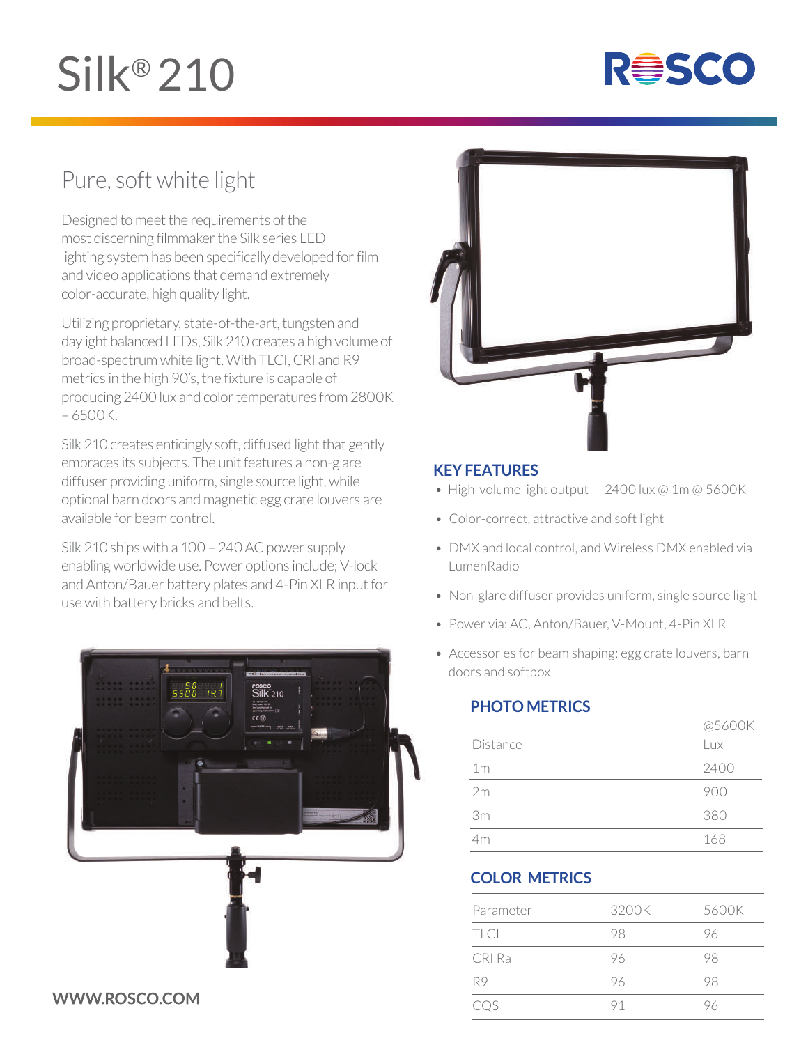# Silk® 210

ROSCO

## Pure, soft white light

Designed to meet the requirements of the most discerning filmmaker the Silk series LED lighting system has been specifically developed for film and video applications that demand extremely color-accurate, high quality light.

Utilizing proprietary, state-of-the-art, tungsten and daylight balanced LEDs, Silk 210 creates a high volume of broad-spectrum white light. With TLCI, CRI and R9 metrics in the high 90's, the fixture is capable of producing 2400 lux and color temperatures from 2800K – 6500K.

Silk 210 creates enticingly soft, diffused light that gently embraces its subjects. The unit features a non-glare diffuser providing uniform, single source light, while optional barn doors and magnetic egg crate louvers are available for beam control.

Silk 210 ships with a 100 – 240 AC power supply enabling worldwide use. Power options include; V-lock and Anton/Bauer battery plates and 4-Pin XLR input for use with battery bricks and belts.

### KEY FEATURES

- High-volume light output — 2400 lux @ 1m @ 5600K
- Color-correct, attractive and soft light
- DMX and local control, and Wireless DMX enabled via LumenRadio
- Non-glare diffuser provides uniform, single source light
- Power via: AC, Anton/Bauer, V-Mount, 4-Pin XLR
- Accessories for beam shaping: egg crate louvers, barn doors and softbox

### PHOTO METRICS

| Distance | @5600K Lux |
|---|---|
| 1m | 2400 |
| 2m | 900 |
| 3m | 380 |
| 4m | 168 |

### COLOR METRICS

| Parameter | 3200K | 5600K |
|---|---|---|
| TLCI | 98 | 96 |
| CRI Ra | 96 | 98 |
| R9 | 96 | 98 |
| CQS | 91 | 96 |

**WWW.ROSCO.COM**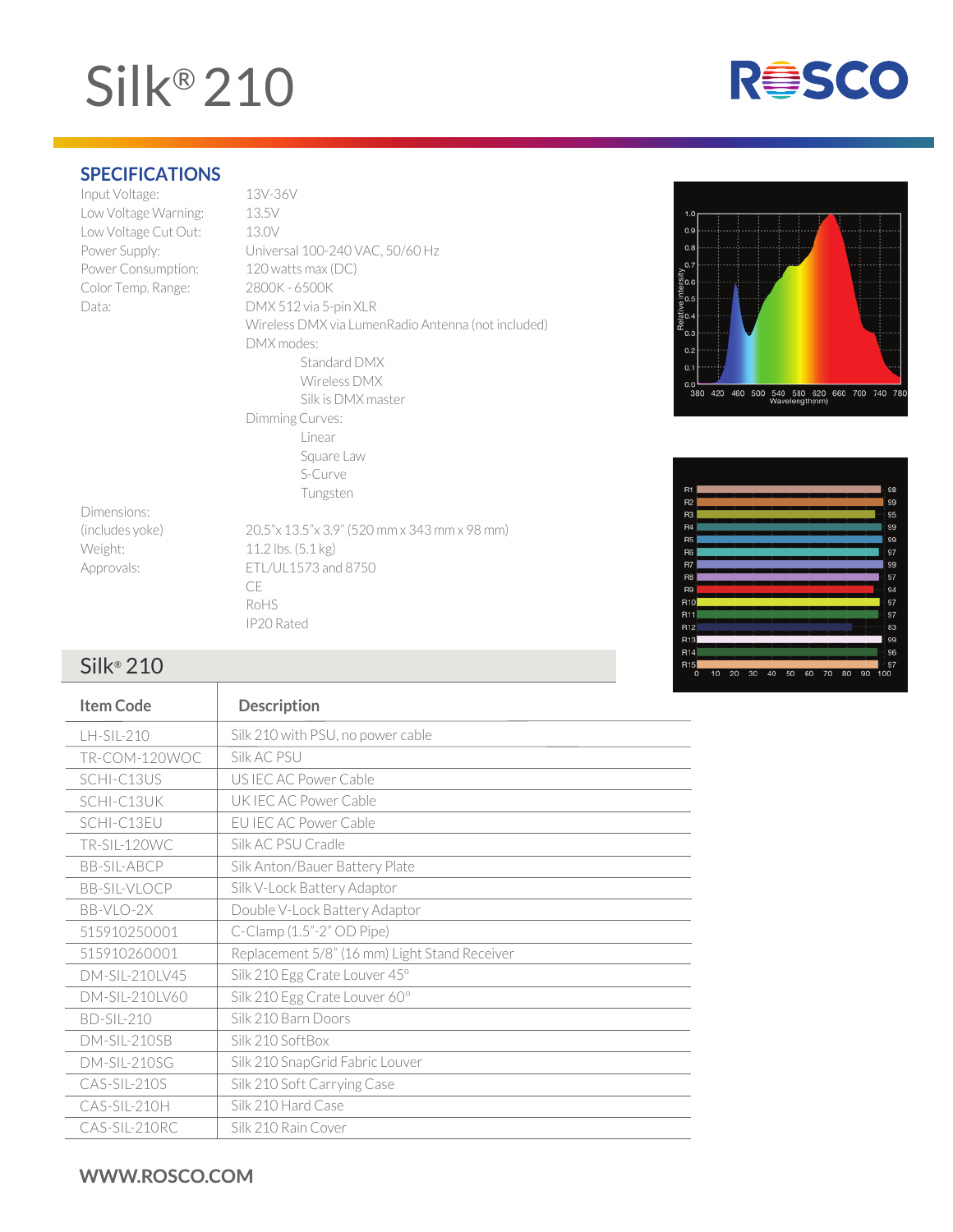# Silk® 210

ROSCO

## SPECIFICATIONS

| | |
|---|---|
| Input Voltage: | 13V-36V |
| Low Voltage Warning: | 13.5V |
| Low Voltage Cut Out: | 13.0V |
| Power Supply: | Universal 100-240 VAC, 50/60 Hz |
| Power Consumption: | 120 watts max (DC) |
| Color Temp. Range: | 2800K - 6500K |
| Data: | DMX 512 via 5-pin XLR |
| | Wireless DMX via LumenRadio Antenna (not included) |
| | DMX modes: Standard DMX, Wireless DMX, Silk is DMX master |
| | Dimming Curves: Linear, Square Law, S-Curve, Tungsten |
| Dimensions: (includes yoke) | 20.5"x 13.5"x 3.9" (520 mm x 343 mm x 98 mm) |
| Weight: | 11.2 lbs. (5.1 kg) |
| Approvals: | ETL/UL1573 and 8750 |
| | CE |
| | RoHS |
| | IP20 Rated |

1.0
0.9
0.8
0.7
0.6
0.5
0.4
0.3
0.2
0.1
0.0
Relative intensity
380 420 460 500 540 580 620 660 700 740 780
Wavelength(nm)

R1 98
R2 99
R3 95
R4 99
R5 99
R6 97
R7 99
R8 97
R9 94
R10 97
R11 97
R12 83
R13 99
R14 96
R15 97
0 10 20 30 40 50 60 70 80 90 100

## Silk® 210

| Item Code | Description |
|---|---|
| LH-SIL-210 | Silk 210 with PSU, no power cable |
| TR-COM-120WOC | Silk AC PSU |
| SCHI-C13US | US IEC AC Power Cable |
| SCHI-C13UK | UK IEC AC Power Cable |
| SCHI-C13EU | EU IEC AC Power Cable |
| TR-SIL-120WC | Silk AC PSU Cradle |
| BB-SIL-ABCP | Silk Anton/Bauer Battery Plate |
| BB-SIL-VLOCP | Silk V-Lock Battery Adaptor |
| BB-VLO-2X | Double V-Lock Battery Adaptor |
| 515910250001 | C-Clamp (1.5"-2" OD Pipe) |
| 515910260001 | Replacement 5/8" (16 mm) Light Stand Receiver |
| DM-SIL-210LV45 | Silk 210 Egg Crate Louver 45° |
| DM-SIL-210LV60 | Silk 210 Egg Crate Louver 60° |
| BD-SIL-210 | Silk 210 Barn Doors |
| DM-SIL-210SB | Silk 210 SoftBox |
| DM-SIL-210SG | Silk 210 SnapGrid Fabric Louver |
| CAS-SIL-210S | Silk 210 Soft Carrying Case |
| CAS-SIL-210H | Silk 210 Hard Case |
| CAS-SIL-210RC | Silk 210 Rain Cover |

**WWW.ROSCO.COM**